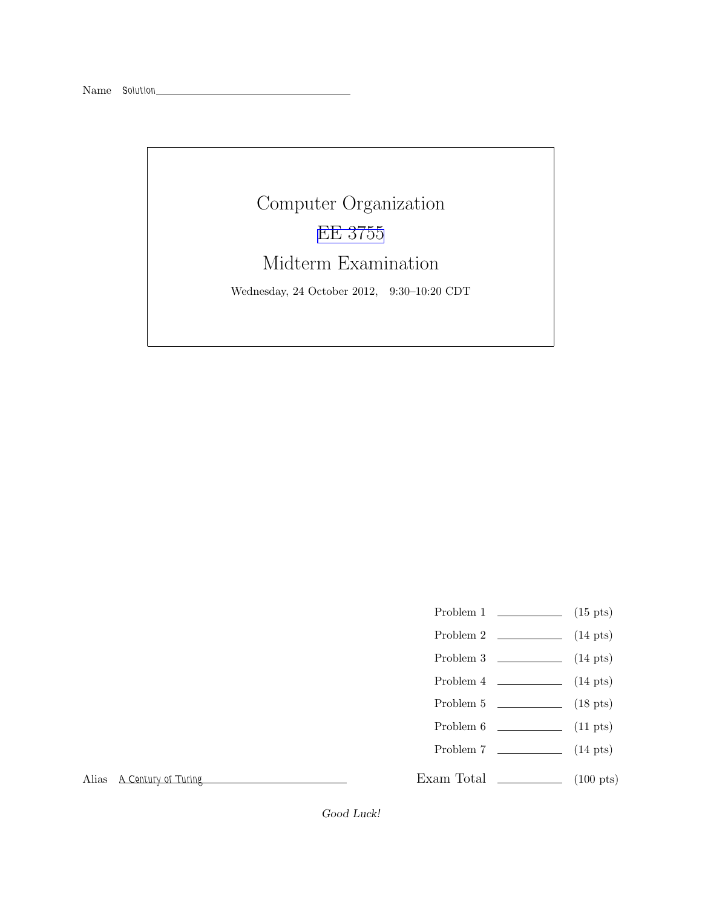Name Solution

# Computer Organization

## EE 3755

## Midterm Examination

Wednesday, 24 October 2012, 9:30–10:20 CDT

| | | |
|---|---|---|
| Problem 1 | | (15 pts) |
| Problem 2 | | (14 pts) |
| Problem 3 | | (14 pts) |
| Problem 4 | | (14 pts) |
| Problem 5 | | (18 pts) |
| Problem 6 | | (11 pts) |
| Problem 7 | | (14 pts) |
| Exam Total | | (100 pts) |

Alias A Century of Turing

*Good Luck!*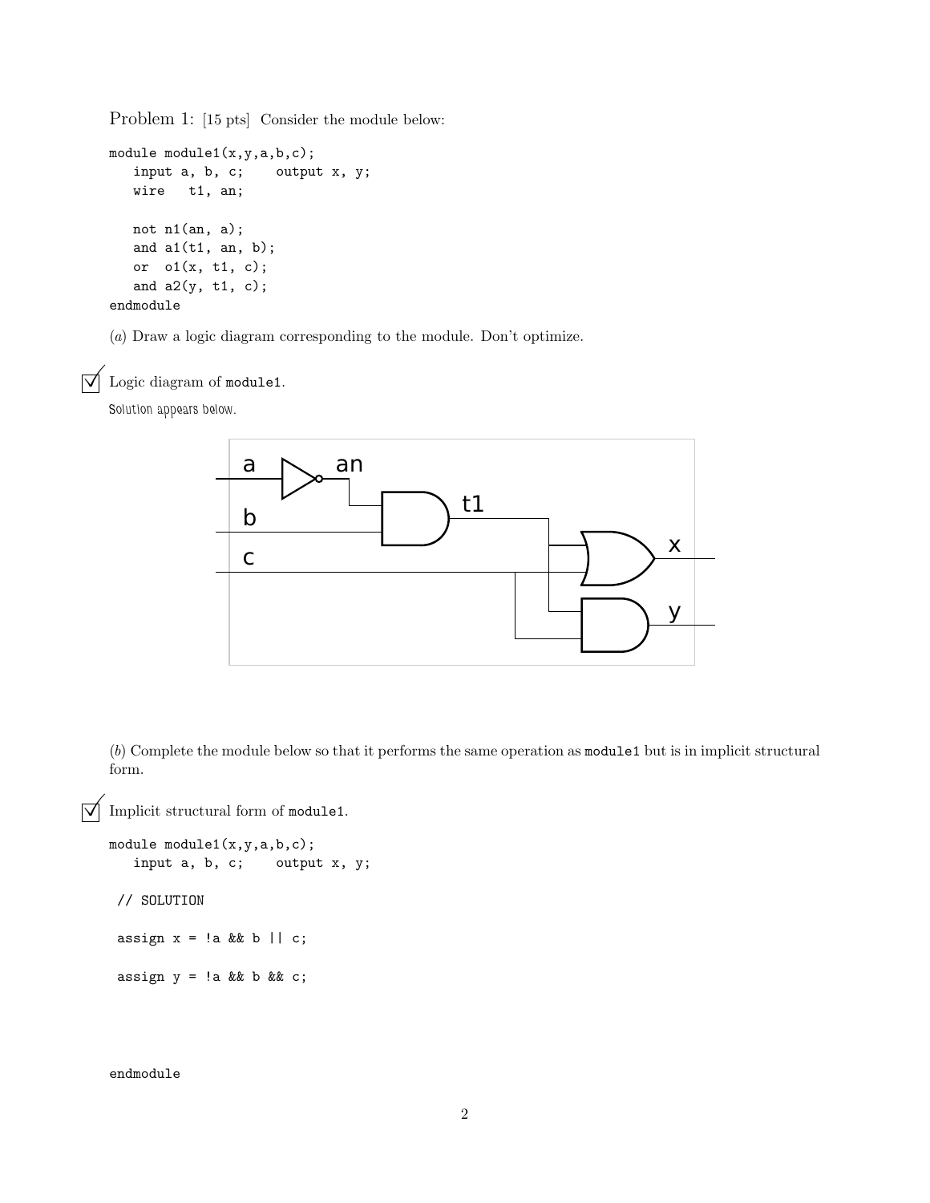Problem 1: [15 pts] Consider the module below:

```
module module1(x,y,a,b,c);
   input a, b, c;    output x, y;
   wire   t1, an;

   not n1(an, a);
   and a1(t1, an, b);
   or  o1(x, t1, c);
   and a2(y, t1, c);
endmodule
```

(*a*) Draw a logic diagram corresponding to the module. Don't optimize.

☑ Logic diagram of `module1`.

Solution appears below.

(*b*) Complete the module below so that it performs the same operation as `module1` but is in implicit structural form.

☑ Implicit structural form of `module1`.

```
module module1(x,y,a,b,c);
   input a, b, c;    output x, y;

 // SOLUTION

 assign x = !a && b || c;

 assign y = !a && b && c;



endmodule
```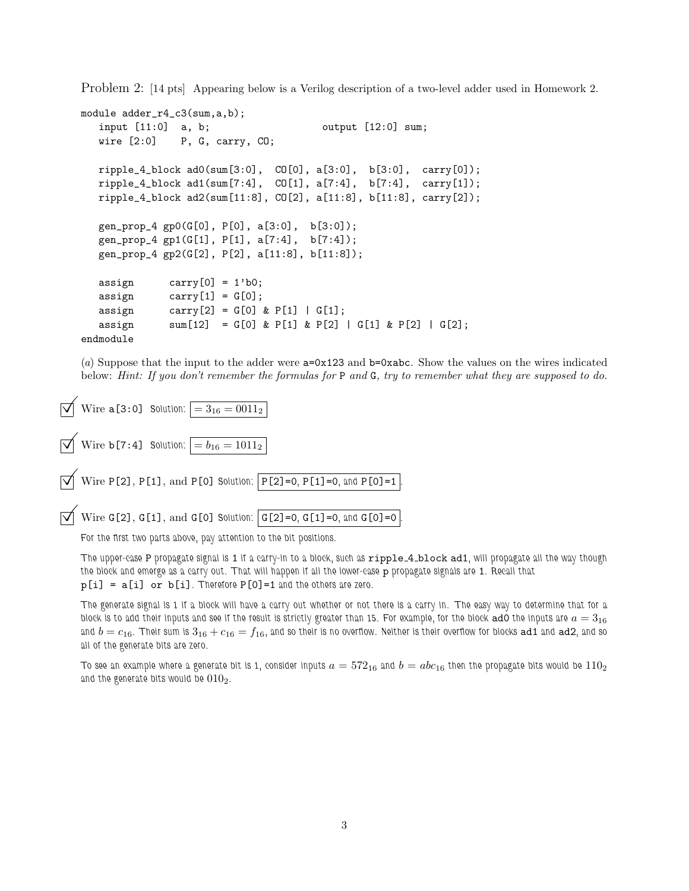Problem 2: [14 pts] Appearing below is a Verilog description of a two-level adder used in Homework 2.

```
module adder_r4_c3(sum,a,b);
   input [11:0]  a, b;                   output [12:0] sum;
   wire [2:0]    P, G, carry, CO;

   ripple_4_block ad0(sum[3:0],  CO[0], a[3:0],  b[3:0],  carry[0]);
   ripple_4_block ad1(sum[7:4],  CO[1], a[7:4],  b[7:4],  carry[1]);
   ripple_4_block ad2(sum[11:8], CO[2], a[11:8], b[11:8], carry[2]);

   gen_prop_4 gp0(G[0], P[0], a[3:0],  b[3:0]);
   gen_prop_4 gp1(G[1], P[1], a[7:4],  b[7:4]);
   gen_prop_4 gp2(G[2], P[2], a[11:8], b[11:8]);

   assign      carry[0] = 1'b0;
   assign      carry[1] = G[0];
   assign      carry[2] = G[0] & P[1] | G[1];
   assign      sum[12]  = G[0] & P[1] & P[2] | G[1] & P[2] | G[2];
endmodule
```

(*a*) Suppose that the input to the adder were a=0x123 and b=0xabc. Show the values on the wires indicated below: *Hint: If you don't remember the formulas for* P *and* G*, try to remember what they are supposed to do.*

☑ Wire a[3:0] Solution: $= 3_{16} = 0011_2$

☑ Wire b[7:4] Solution: $= b_{16} = 1011_2$

☑ Wire P[2], P[1], and P[0] Solution: P[2]=0, P[1]=0, and P[0]=1.

☑ Wire G[2], G[1], and G[0] Solution: G[2]=0, G[1]=0, and G[0]=0.

For the first two parts above, pay attention to the bit positions.

The upper-case P propagate signal is 1 if a carry-in to a block, such as ripple_4_block ad1, will propagate all the way though the block and emerge as a carry out. That will happen if all the lower-case p propagate signals are 1. Recall that p[i] = a[i] or b[i]. Therefore P[0]=1 and the others are zero.

The generate signal is 1 if a block will have a carry out whether or not there is a carry in. The easy way to determine that for a block is to add their inputs and see if the result is strictly greater than 15. For example, for the block ad0 the inputs are $a = 3_{16}$ and $b = c_{16}$. Their sum is $3_{16} + c_{16} = f_{16}$, and so their is no overflow. Neither is their overflow for blocks ad1 and ad2, and so all of the generate bits are zero.

To see an example where a generate bit is 1, consider inputs $a = 572_{16}$ and $b = abc_{16}$ then the propagate bits would be $110_2$ and the generate bits would be $010_2$.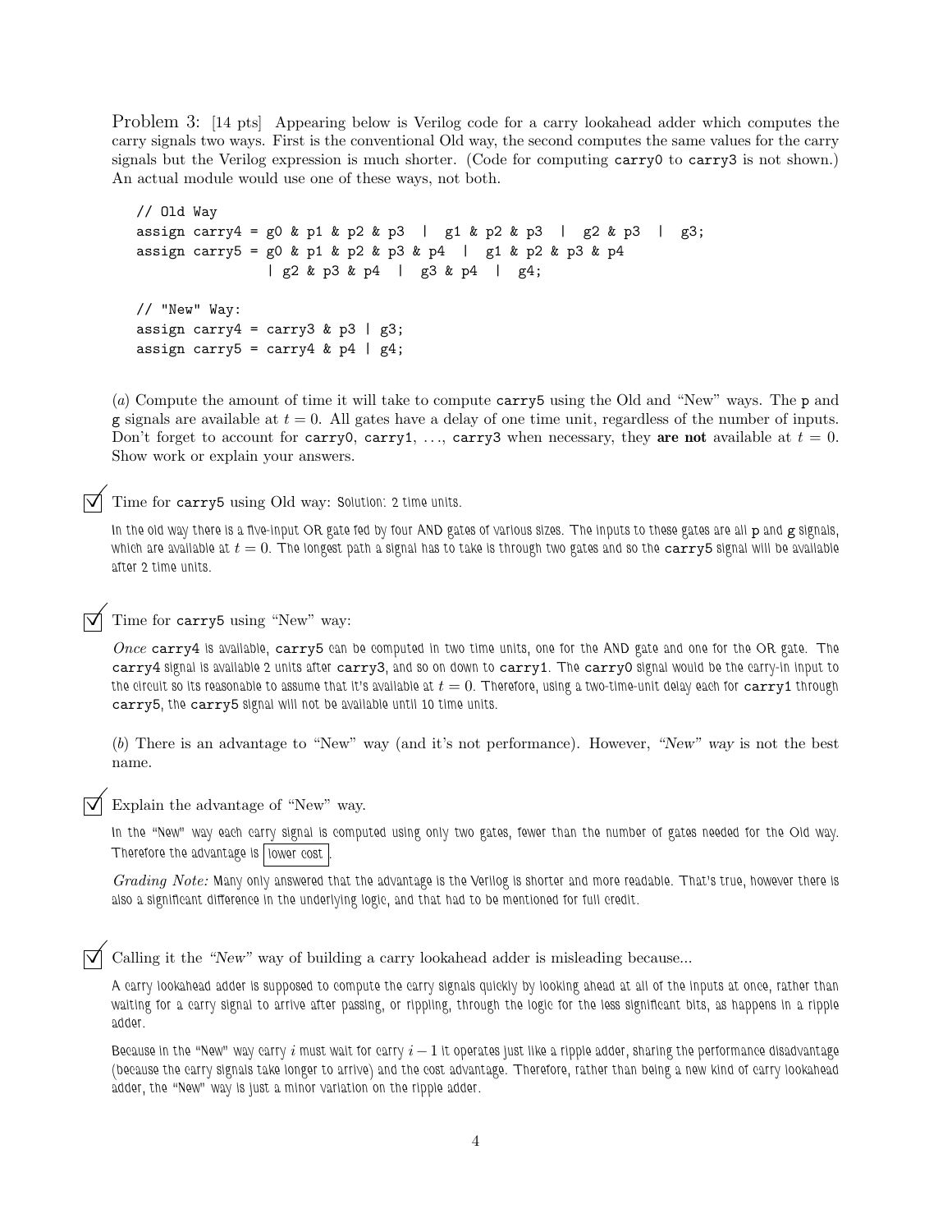Problem 3: [14 pts] Appearing below is Verilog code for a carry lookahead adder which computes the carry signals two ways. First is the conventional Old way, the second computes the same values for the carry signals but the Verilog expression is much shorter. (Code for computing `carry0` to `carry3` is not shown.) An actual module would use one of these ways, not both.

```
// Old Way
assign carry4 = g0 & p1 & p2 & p3  |  g1 & p2 & p3  |  g2 & p3  |  g3;
assign carry5 = g0 & p1 & p2 & p3 & p4  |  g1 & p2 & p3 & p4
              | g2 & p3 & p4  |  g3 & p4  |  g4;

// "New" Way:
assign carry4 = carry3 & p3 | g3;
assign carry5 = carry4 & p4 | g4;
```

(*a*) Compute the amount of time it will take to compute `carry5` using the Old and "New" ways. The `p` and `g` signals are available at $t = 0$. All gates have a delay of one time unit, regardless of the number of inputs. Don't forget to account for `carry0`, `carry1`, ..., `carry3` when necessary, they **are not** available at $t = 0$. Show work or explain your answers.

☑ Time for `carry5` using Old way: Solution: 2 time units.

In the old way there is a five-input OR gate fed by four AND gates of various sizes. The inputs to these gates are all `p` and `g` signals, which are available at $t = 0$. The longest path a signal has to take is through two gates and so the `carry5` signal will be available after 2 time units.

☑ Time for `carry5` using "New" way:

*Once* `carry4` is available, `carry5` can be computed in two time units, one for the AND gate and one for the OR gate. The `carry4` signal is available 2 units after `carry3`, and so on down to `carry1`. The `carry0` signal would be the carry-in input to the circuit so its reasonable to assume that it's available at $t = 0$. Therefore, using a two-time-unit delay each for `carry1` through `carry5`, the `carry5` signal will not be available until 10 time units.

(*b*) There is an advantage to "New" way (and it's not performance). However, *"New" way* is not the best name.

☑ Explain the advantage of "New" way.

In the "New" way each carry signal is computed using only two gates, fewer than the number of gates needed for the Old way. Therefore the advantage is lower cost.

*Grading Note:* Many only answered that the advantage is the Verilog is shorter and more readable. That's true, however there is also a significant difference in the underlying logic, and that had to be mentioned for full credit.

☑ Calling it the *"New"* way of building a carry lookahead adder is misleading because...

A carry lookahead adder is supposed to compute the carry signals quickly by looking ahead at all of the inputs at once, rather than waiting for a carry signal to arrive after passing, or rippling, through the logic for the less significant bits, as happens in a ripple adder.

Because in the "New" way carry $i$ must wait for carry $i - 1$ it operates just like a ripple adder, sharing the performance disadvantage (because the carry signals take longer to arrive) and the cost advantage. Therefore, rather than being a new kind of carry lookahead adder, the "New" way is just a minor variation on the ripple adder.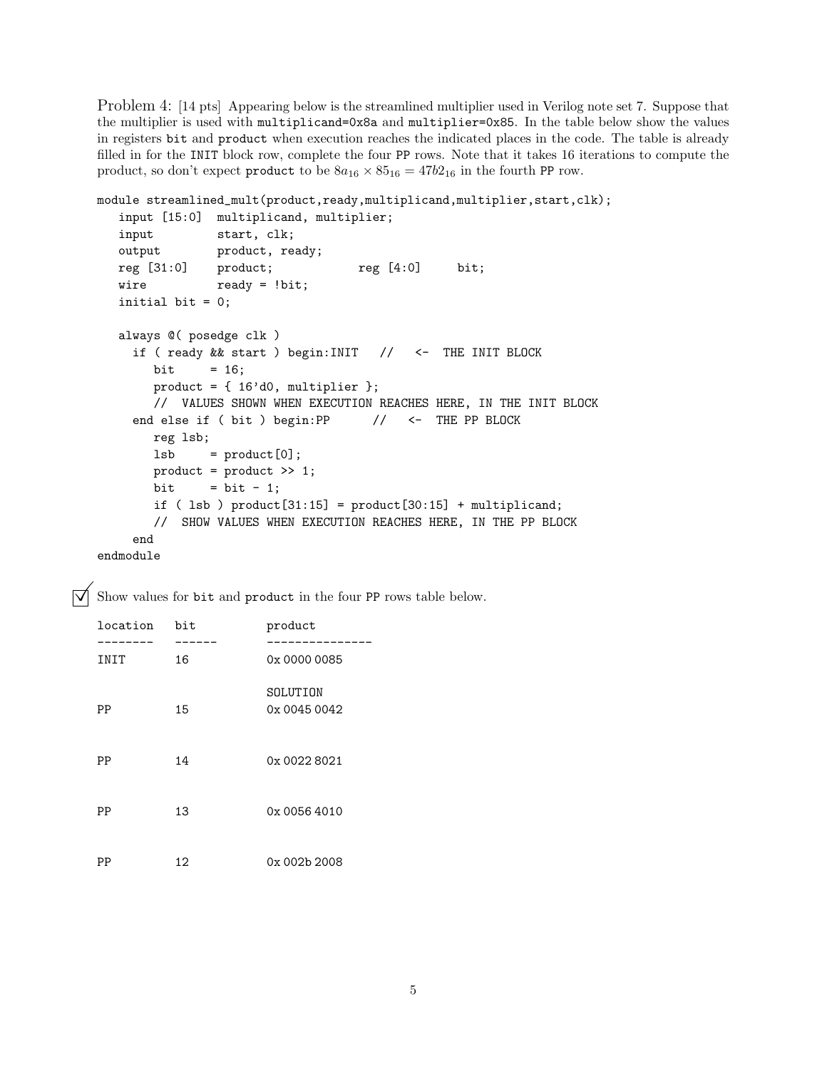Problem 4: [14 pts] Appearing below is the streamlined multiplier used in Verilog note set 7. Suppose that the multiplier is used with `multiplicand=0x8a` and `multiplier=0x85`. In the table below show the values in registers `bit` and `product` when execution reaches the indicated places in the code. The table is already filled in for the `INIT` block row, complete the four `PP` rows. Note that it takes 16 iterations to compute the product, so don't expect `product` to be $8a_{16} \times 85_{16} = 47b2_{16}$ in the fourth `PP` row.

```
module streamlined_mult(product,ready,multiplicand,multiplier,start,clk);
   input [15:0]  multiplicand, multiplier;
   input         start, clk;
   output        product, ready;
   reg [31:0]    product;            reg [4:0]     bit;
   wire          ready = !bit;
   initial bit = 0;

   always @( posedge clk )
     if ( ready && start ) begin:INIT   //   <-  THE INIT BLOCK
        bit     = 16;
        product = { 16'd0, multiplier };
        //  VALUES SHOWN WHEN EXECUTION REACHES HERE, IN THE INIT BLOCK
     end else if ( bit ) begin:PP      //   <-  THE PP BLOCK
        reg lsb;
        lsb     = product[0];
        product = product >> 1;
        bit     = bit - 1;
        if ( lsb ) product[31:15] = product[30:15] + multiplicand;
        //  SHOW VALUES WHEN EXECUTION REACHES HERE, IN THE PP BLOCK
     end
endmodule
```

☑ Show values for `bit` and `product` in the four `PP` rows table below.

| location | bit | product |
|---|---|---|
| INIT | 16 | 0x 0000 0085 |
| | | SOLUTION |
| PP | 15 | 0x 0045 0042 |
| PP | 14 | 0x 0022 8021 |
| PP | 13 | 0x 0056 4010 |
| PP | 12 | 0x 002b 2008 |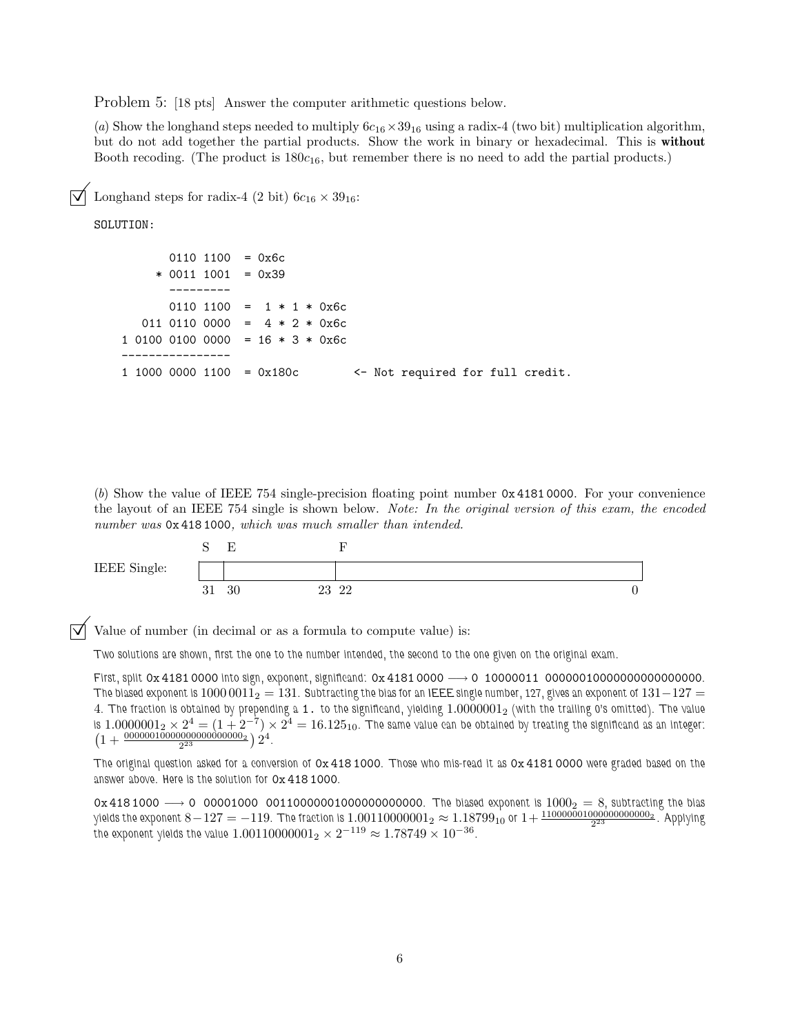Problem 5: [18 pts] Answer the computer arithmetic questions below.

(*a*) Show the longhand steps needed to multiply $6c_{16} \times 39_{16}$ using a radix-4 (two bit) multiplication algorithm, but do not add together the partial products. Show the work in binary or hexadecimal. This is **without** Booth recoding. (The product is $180c_{16}$, but remember there is no need to add the partial products.)

☑ Longhand steps for radix-4 (2 bit) $6c_{16} \times 39_{16}$:

SOLUTION:

```
         0110 1100   = 0x6c
       * 0011 1001   = 0x39
         ---------
         0110 1100   =  1 * 1 * 0x6c
    011 0110 0000   =  4 * 2 * 0x6c
  1 0100 0100 0000   = 16 * 3 * 0x6c
  ----------------
  1 1000 0000 1100   = 0x180c        <- Not required for full credit.
```

(*b*) Show the value of IEEE 754 single-precision floating point number 0x 4181 0000. For your convenience the layout of an IEEE 754 single is shown below. *Note: In the original version of this exam, the encoded number was* 0x 418 1000*, which was much smaller than intended.*

| | S | E | F |
|---|---|---|---|
| IEEE Single: | | | |
| | 31 | 30 … 23 | 22 … 0 |

☑ Value of number (in decimal or as a formula to compute value) is:

Two solutions are shown, first the one to the number intended, the second to the one given on the original exam.

First, split 0x 4181 0000 into sign, exponent, significand: 0x 4181 0000 ⟶ 0 10000011 00000010000000000000000. The biased exponent is $1000\,0011_2 = 131$. Subtracting the bias for an IEEE single number, 127, gives an exponent of $131 - 127 = 4$. The fraction is obtained by prepending a `1.` to the significand, yielding $1.0000001_2$ (with the trailing 0's omitted). The value is $1.0000001_2 \times 2^4 = (1 + 2^{-7}) \times 2^4 = 16.125_{10}$. The same value can be obtained by treating the significand as an integer: $\left(1 + \frac{00000010000000000000000_2}{2^{23}}\right) 2^4$.

The original question asked for a conversion of 0x 418 1000. Those who mis-read it as 0x 4181 0000 were graded based on the answer above. Here is the solution for 0x 418 1000.

0x 418 1000 ⟶ 0 00001000 00110000001000000000000. The biased exponent is $1000_2 = 8$, subtracting the bias yields the exponent $8 - 127 = -119$. The fraction is $1.00110000001_2 \approx 1.18799_{10}$ or $1 + \frac{11000000100000000000000_2}{2^{23}}$. Applying the exponent yields the value $1.00110000001_2 \times 2^{-119} \approx 1.78749 \times 10^{-36}$.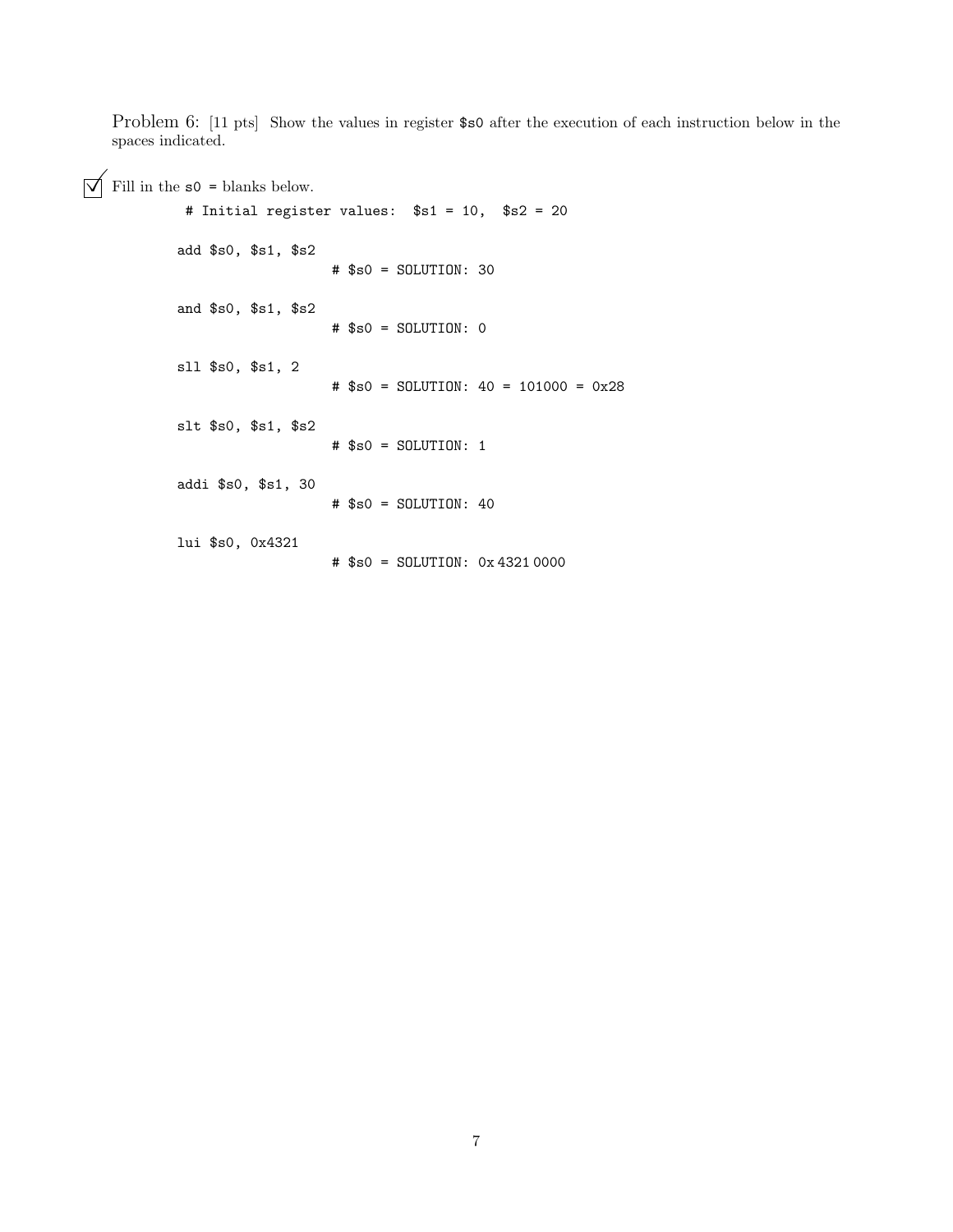Problem 6: [11 pts] Show the values in register `$s0` after the execution of each instruction below in the spaces indicated.

☑ Fill in the `s0 =` blanks below.

```
 # Initial register values:  $s1 = 10,  $s2 = 20

add $s0, $s1, $s2
                   # $s0 = SOLUTION: 30

and $s0, $s1, $s2
                   # $s0 = SOLUTION: 0

sll $s0, $s1, 2
                   # $s0 = SOLUTION: 40 = 101000 = 0x28

slt $s0, $s1, $s2
                   # $s0 = SOLUTION: 1

addi $s0, $s1, 30
                   # $s0 = SOLUTION: 40

lui $s0, 0x4321
                   # $s0 = SOLUTION: 0x 4321 0000
```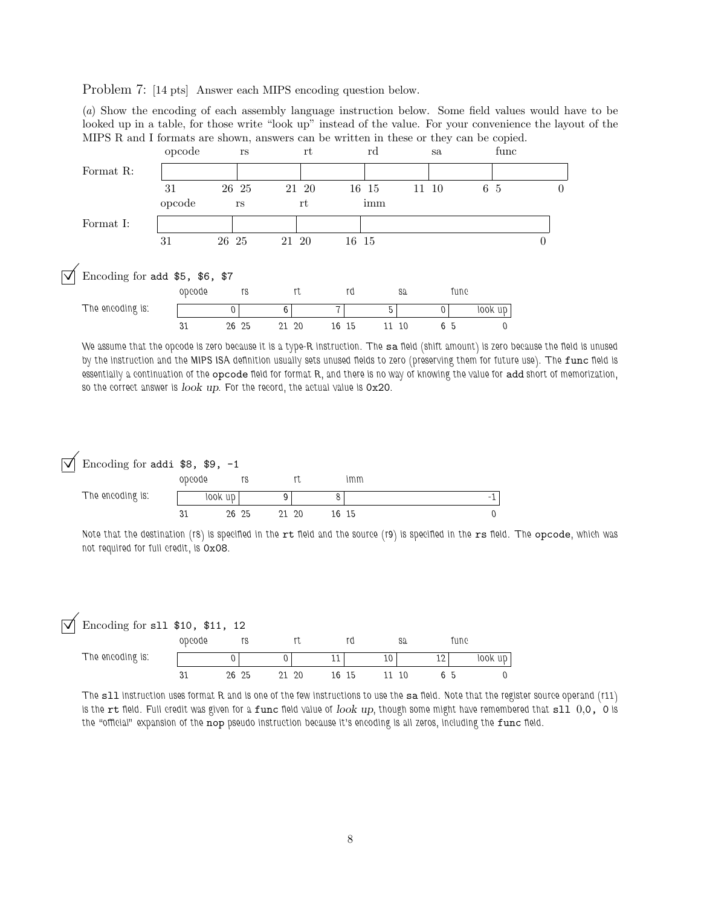Problem 7: [14 pts] Answer each MIPS encoding question below.

(*a*) Show the encoding of each assembly language instruction below. Some field values would have to be looked up in a table, for those write "look up" instead of the value. For your convenience the layout of the MIPS R and I formats are shown, answers can be written in these or they can be copied.

Format R:

| opcode | rs | rt | rd | sa | func |
|---|---|---|---|---|---|
| | | | | | |
| 31 26 | 25 21 | 20 16 | 15 11 | 10 6 | 5 0 |

Format I:

| opcode | rs | rt | imm |
|---|---|---|---|
| | | | |
| 31 26 | 25 21 | 20 16 | 15 0 |

☑ Encoding for `add $5, $6, $7`

The encoding is:

| opcode | rs | rt | rd | sa | func |
|---|---|---|---|---|---|
| 0 | 6 | 7 | 5 | 0 | look up |
| 31 26 | 25 21 | 20 16 | 15 11 | 10 6 | 5 0 |

We assume that the opcode is zero because it is a type-R instruction. The `sa` field (shift amount) is zero because the field is unused by the instruction and the MIPS ISA definition usually sets unused fields to zero (preserving them for future use). The `func` field is essentially a continuation of the `opcode` field for format R, and there is no way of knowing the value for `add` short of memorization, so the correct answer is *look up*. For the record, the actual value is `0x20`.

☑ Encoding for `addi $8, $9, -1`

The encoding is:

| opcode | rs | rt | imm |
|---|---|---|---|
| look up | 9 | 8 | -1 |
| 31 26 | 25 21 | 20 16 | 15 0 |

Note that the destination (r8) is specified in the `rt` field and the source (r9) is specified in the `rs` field. The `opcode`, which was not required for full credit, is `0x08`.

☑ Encoding for `sll $10, $11, 12`

The encoding is:

| opcode | rs | rt | rd | sa | func |
|---|---|---|---|---|---|
| 0 | 0 | 11 | 10 | 12 | look up |
| 31 26 | 25 21 | 20 16 | 15 11 | 10 6 | 5 0 |

The `sll` instruction uses format R and is one of the few instructions to use the `sa` field. Note that the register source operand (r11) is the `rt` field. Full credit was given for a `func` field value of *look up*, though some might have remembered that `sll 0,0, 0` is the "official" expansion of the `nop` pseudo instruction because it's encoding is all zeros, including the `func` field.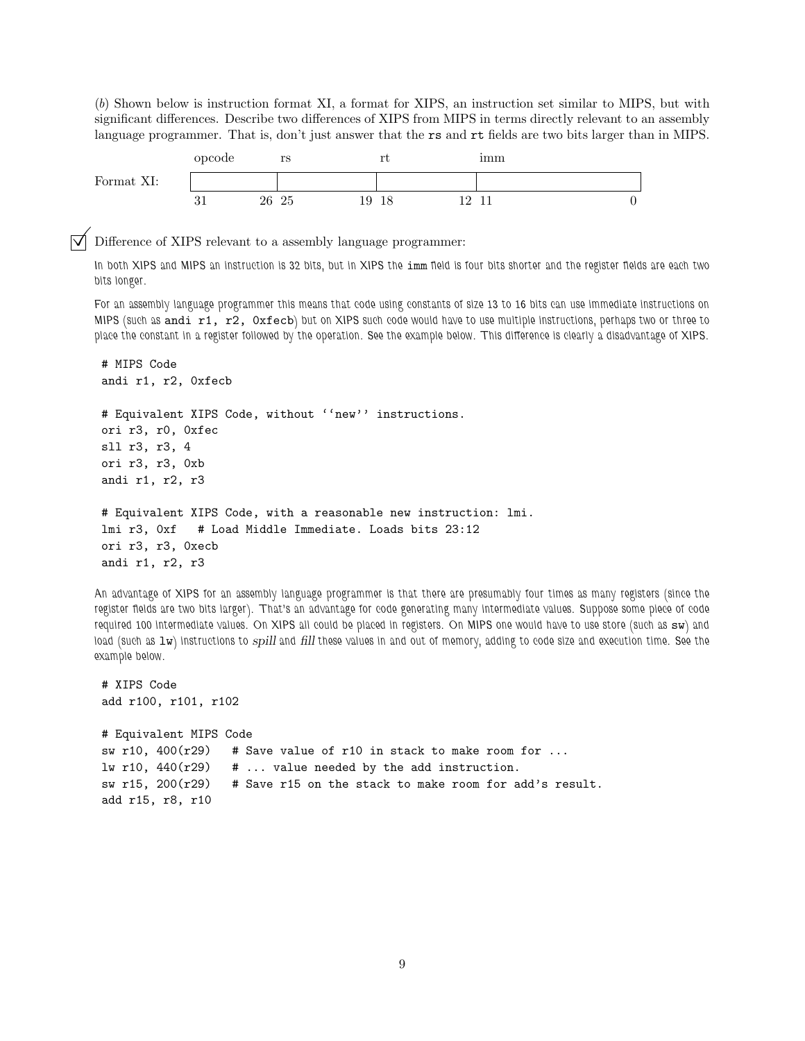(*b*) Shown below is instruction format XI, a format for XIPS, an instruction set similar to MIPS, but with significant differences. Describe two differences of XIPS from MIPS in terms directly relevant to an assembly language programmer. That is, don't just answer that the `rs` and `rt` fields are two bits larger than in MIPS.

| | opcode | rs | rt | imm |
|---|---|---|---|---|
| Format XI: | | | | |
| | 31 26 | 25 19 | 18 12 | 11 0 |

☑ Difference of XIPS relevant to a assembly language programmer:

In both XIPS and MIPS an instruction is 32 bits, but in XIPS the `imm` field is four bits shorter and the register fields are each two bits longer.

For an assembly language programmer this means that code using constants of size 13 to 16 bits can use immediate instructions on MIPS (such as `andi r1, r2, 0xfecb`) but on XIPS such code would have to use multiple instructions, perhaps two or three to place the constant in a register followed by the operation. See the example below. This difference is clearly a disadvantage of XIPS.

```
# MIPS Code
andi r1, r2, 0xfecb

# Equivalent XIPS Code, without ''new'' instructions.
ori r3, r0, 0xfec
sll r3, r3, 4
ori r3, r3, 0xb
andi r1, r2, r3

# Equivalent XIPS Code, with a reasonable new instruction: lmi.
lmi r3, 0xf   # Load Middle Immediate. Loads bits 23:12
ori r3, r3, 0xecb
andi r1, r2, r3
```

An advantage of XIPS for an assembly language programmer is that there are presumably four times as many registers (since the register fields are two bits larger). That's an advantage for code generating many intermediate values. Suppose some piece of code required 100 intermediate values. On XIPS all could be placed in registers. On MIPS one would have to use store (such as `sw`) and load (such as `lw`) instructions to *spill* and *fill* these values in and out of memory, adding to code size and execution time. See the example below.

```
# XIPS Code
add r100, r101, r102

# Equivalent MIPS Code
sw r10, 400(r29)   # Save value of r10 in stack to make room for ...
lw r10, 440(r29)   # ... value needed by the add instruction.
sw r15, 200(r29)   # Save r15 on the stack to make room for add's result.
add r15, r8, r10
```